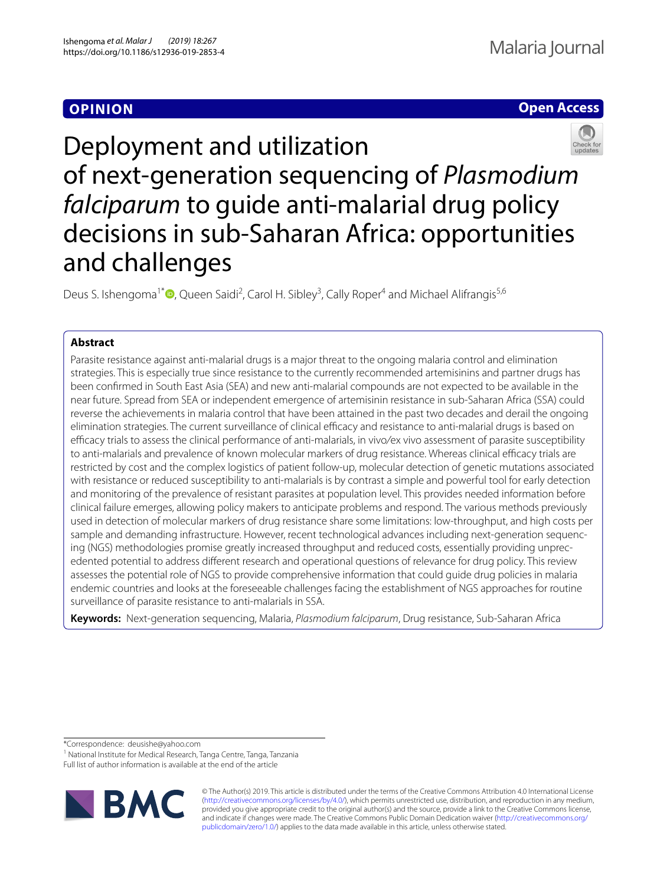OPINION

Open Access

# Deployment and utilization of next-generation sequencing of *Plasmodium falciparum* to guide anti-malarial drug policy decisions in sub-Saharan Africa: opportunities and challenges

Deus S. Ishengoma[1*], Queen Saidi[2], Carol H. Sibley[3], Cally Roper[4] and Michael Alifrangis[5,6]

## Abstract

Parasite resistance against anti-malarial drugs is a major threat to the ongoing malaria control and elimination strategies. This is especially true since resistance to the currently recommended artemisinins and partner drugs has been confirmed in South East Asia (SEA) and new anti-malarial compounds are not expected to be available in the near future. Spread from SEA or independent emergence of artemisinin resistance in sub-Saharan Africa (SSA) could reverse the achievements in malaria control that have been attained in the past two decades and derail the ongoing elimination strategies. The current surveillance of clinical efficacy and resistance to anti-malarial drugs is based on efficacy trials to assess the clinical performance of anti-malarials, in vivo/ex vivo assessment of parasite susceptibility to anti-malarials and prevalence of known molecular markers of drug resistance. Whereas clinical efficacy trials are restricted by cost and the complex logistics of patient follow-up, molecular detection of genetic mutations associated with resistance or reduced susceptibility to anti-malarials is by contrast a simple and powerful tool for early detection and monitoring of the prevalence of resistant parasites at population level. This provides needed information before clinical failure emerges, allowing policy makers to anticipate problems and respond. The various methods previously used in detection of molecular markers of drug resistance share some limitations: low-throughput, and high costs per sample and demanding infrastructure. However, recent technological advances including next-generation sequencing (NGS) methodologies promise greatly increased throughput and reduced costs, essentially providing unprecedented potential to address different research and operational questions of relevance for drug policy. This review assesses the potential role of NGS to provide comprehensive information that could guide drug policies in malaria endemic countries and looks at the foreseeable challenges facing the establishment of NGS approaches for routine surveillance of parasite resistance to anti-malarials in SSA.

**Keywords:** Next-generation sequencing, Malaria, *Plasmodium falciparum*, Drug resistance, Sub-Saharan Africa

*Correspondence: deusishe@yahoo.com
[1] National Institute for Medical Research, Tanga Centre, Tanga, Tanzania
Full list of author information is available at the end of the article

© The Author(s) 2019. This article is distributed under the terms of the Creative Commons Attribution 4.0 International License (http://creativecommons.org/licenses/by/4.0/), which permits unrestricted use, distribution, and reproduction in any medium, provided you give appropriate credit to the original author(s) and the source, provide a link to the Creative Commons license, and indicate if changes were made. The Creative Commons Public Domain Dedication waiver (http://creativecommons.org/publicdomain/zero/1.0/) applies to the data made available in this article, unless otherwise stated.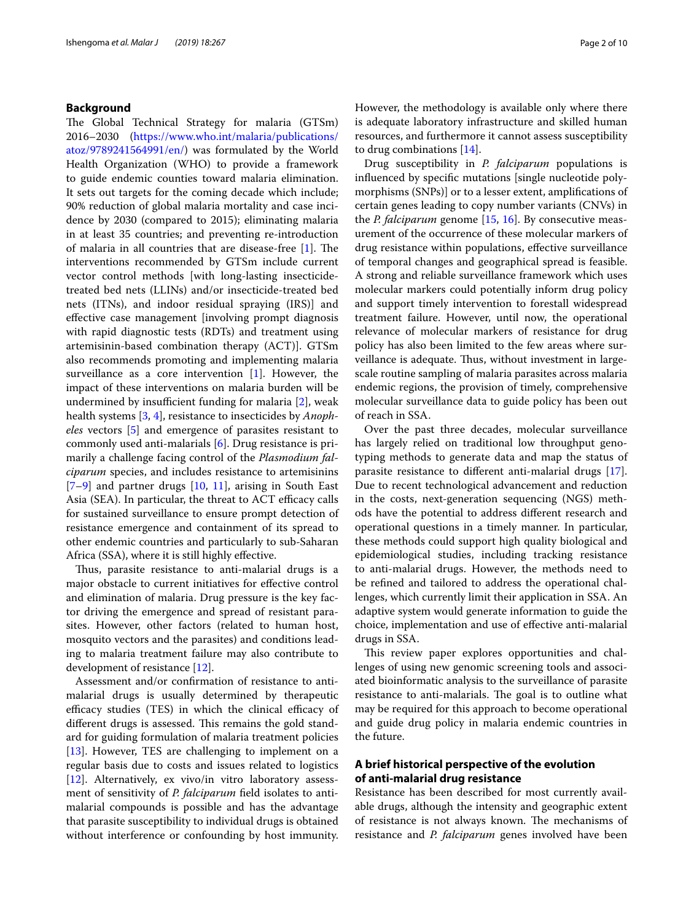## Background

The Global Technical Strategy for malaria (GTSm) 2016–2030 (https://www.who.int/malaria/publications/atoz/9789241564991/en/) was formulated by the World Health Organization (WHO) to provide a framework to guide endemic counties toward malaria elimination. It sets out targets for the coming decade which include; 90% reduction of global malaria mortality and case incidence by 2030 (compared to 2015); eliminating malaria in at least 35 countries; and preventing re-introduction of malaria in all countries that are disease-free [1]. The interventions recommended by GTSm include current vector control methods [with long-lasting insecticide-treated bed nets (LLINs) and/or insecticide-treated bed nets (ITNs), and indoor residual spraying (IRS)] and effective case management [involving prompt diagnosis with rapid diagnostic tests (RDTs) and treatment using artemisinin-based combination therapy (ACT)]. GTSm also recommends promoting and implementing malaria surveillance as a core intervention [1]. However, the impact of these interventions on malaria burden will be undermined by insufficient funding for malaria [2], weak health systems [3, 4], resistance to insecticides by *Anopheles* vectors [5] and emergence of parasites resistant to commonly used anti-malarials [6]. Drug resistance is primarily a challenge facing control of the *Plasmodium falciparum* species, and includes resistance to artemisinins [7–9] and partner drugs [10, 11], arising in South East Asia (SEA). In particular, the threat to ACT efficacy calls for sustained surveillance to ensure prompt detection of resistance emergence and containment of its spread to other endemic countries and particularly to sub-Saharan Africa (SSA), where it is still highly effective.

Thus, parasite resistance to anti-malarial drugs is a major obstacle to current initiatives for effective control and elimination of malaria. Drug pressure is the key factor driving the emergence and spread of resistant parasites. However, other factors (related to human host, mosquito vectors and the parasites) and conditions leading to malaria treatment failure may also contribute to development of resistance [12].

Assessment and/or confirmation of resistance to anti-malarial drugs is usually determined by therapeutic efficacy studies (TES) in which the clinical efficacy of different drugs is assessed. This remains the gold standard for guiding formulation of malaria treatment policies [13]. However, TES are challenging to implement on a regular basis due to costs and issues related to logistics [12]. Alternatively, ex vivo/in vitro laboratory assessment of sensitivity of *P. falciparum* field isolates to anti-malarial compounds is possible and has the advantage that parasite susceptibility to individual drugs is obtained without interference or confounding by host immunity. However, the methodology is available only where there is adequate laboratory infrastructure and skilled human resources, and furthermore it cannot assess susceptibility to drug combinations [14].

Drug susceptibility in *P. falciparum* populations is influenced by specific mutations [single nucleotide polymorphisms (SNPs)] or to a lesser extent, amplifications of certain genes leading to copy number variants (CNVs) in the *P. falciparum* genome [15, 16]. By consecutive measurement of the occurrence of these molecular markers of drug resistance within populations, effective surveillance of temporal changes and geographical spread is feasible. A strong and reliable surveillance framework which uses molecular markers could potentially inform drug policy and support timely intervention to forestall widespread treatment failure. However, until now, the operational relevance of molecular markers of resistance for drug policy has also been limited to the few areas where surveillance is adequate. Thus, without investment in large-scale routine sampling of malaria parasites across malaria endemic regions, the provision of timely, comprehensive molecular surveillance data to guide policy has been out of reach in SSA.

Over the past three decades, molecular surveillance has largely relied on traditional low throughput genotyping methods to generate data and map the status of parasite resistance to different anti-malarial drugs [17]. Due to recent technological advancement and reduction in the costs, next-generation sequencing (NGS) methods have the potential to address different research and operational questions in a timely manner. In particular, these methods could support high quality biological and epidemiological studies, including tracking resistance to anti-malarial drugs. However, the methods need to be refined and tailored to address the operational challenges, which currently limit their application in SSA. An adaptive system would generate information to guide the choice, implementation and use of effective anti-malarial drugs in SSA.

This review paper explores opportunities and challenges of using new genomic screening tools and associated bioinformatic analysis to the surveillance of parasite resistance to anti-malarials. The goal is to outline what may be required for this approach to become operational and guide drug policy in malaria endemic countries in the future.

## A brief historical perspective of the evolution of anti-malarial drug resistance

Resistance has been described for most currently available drugs, although the intensity and geographic extent of resistance is not always known. The mechanisms of resistance and *P. falciparum* genes involved have been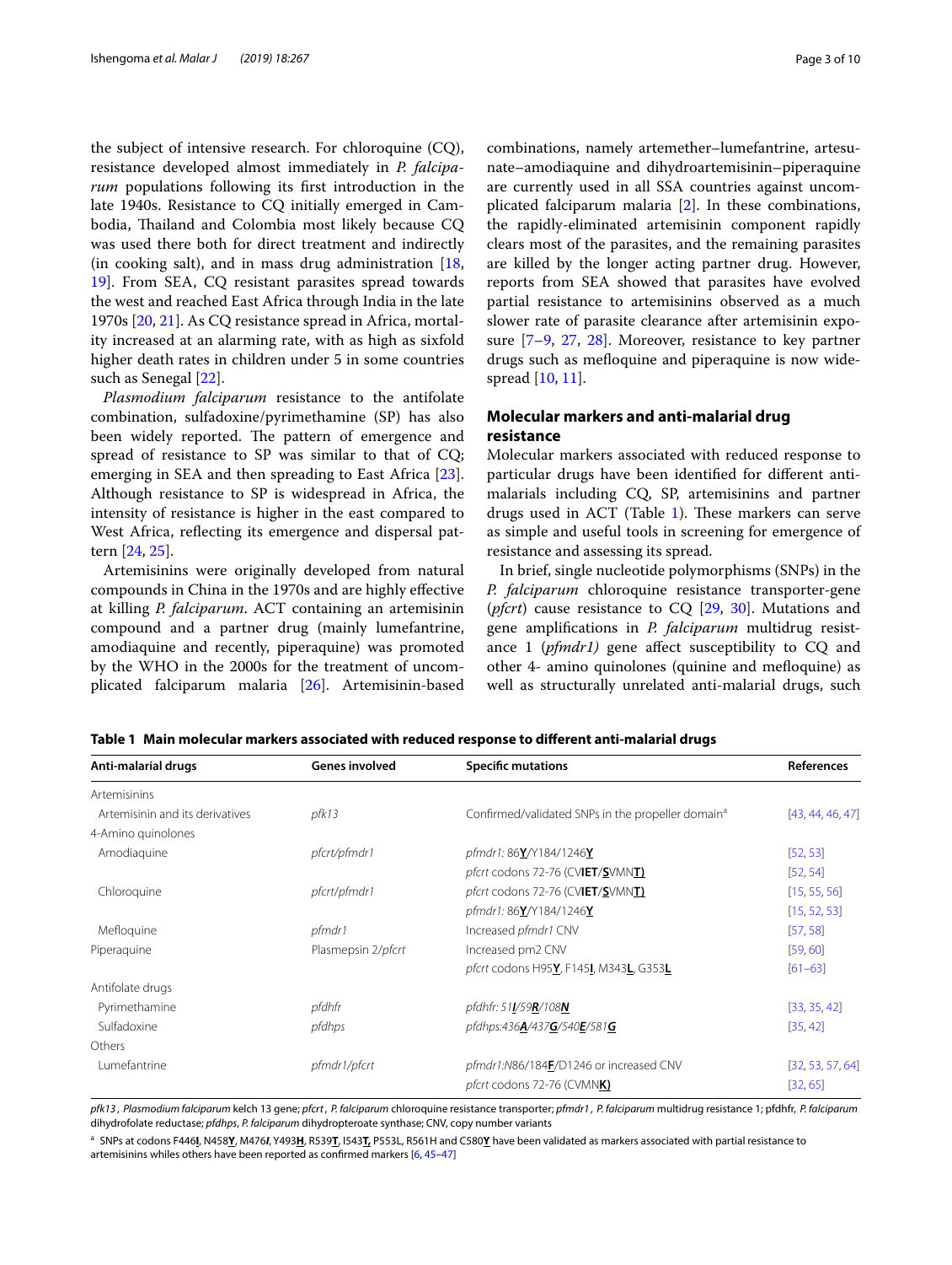the subject of intensive research. For chloroquine (CQ), resistance developed almost immediately in *P. falciparum* populations following its first introduction in the late 1940s. Resistance to CQ initially emerged in Cambodia, Thailand and Colombia most likely because CQ was used there both for direct treatment and indirectly (in cooking salt), and in mass drug administration [18, 19]. From SEA, CQ resistant parasites spread towards the west and reached East Africa through India in the late 1970s [20, 21]. As CQ resistance spread in Africa, mortality increased at an alarming rate, with as high as sixfold higher death rates in children under 5 in some countries such as Senegal [22].

*Plasmodium falciparum* resistance to the antifolate combination, sulfadoxine/pyrimethamine (SP) has also been widely reported. The pattern of emergence and spread of resistance to SP was similar to that of CQ; emerging in SEA and then spreading to East Africa [23]. Although resistance to SP is widespread in Africa, the intensity of resistance is higher in the east compared to West Africa, reflecting its emergence and dispersal pattern [24, 25].

Artemisinins were originally developed from natural compounds in China in the 1970s and are highly effective at killing *P. falciparum*. ACT containing an artemisinin compound and a partner drug (mainly lumefantrine, amodiaquine and recently, piperaquine) was promoted by the WHO in the 2000s for the treatment of uncomplicated falciparum malaria [26]. Artemisinin-based combinations, namely artemether–lumefantrine, artesunate–amodiaquine and dihydroartemisinin–piperaquine are currently used in all SSA countries against uncomplicated falciparum malaria [2]. In these combinations, the rapidly-eliminated artemisinin component rapidly clears most of the parasites, and the remaining parasites are killed by the longer acting partner drug. However, reports from SEA showed that parasites have evolved partial resistance to artemisinins observed as a much slower rate of parasite clearance after artemisinin exposure [7–9, 27, 28]. Moreover, resistance to key partner drugs such as mefloquine and piperaquine is now widespread [10, 11].

## Molecular markers and anti-malarial drug resistance

Molecular markers associated with reduced response to particular drugs have been identified for different anti-malarials including CQ, SP, artemisinins and partner drugs used in ACT (Table 1). These markers can serve as simple and useful tools in screening for emergence of resistance and assessing its spread.

In brief, single nucleotide polymorphisms (SNPs) in the *P. falciparum* chloroquine resistance transporter-gene (*pfcrt*) cause resistance to CQ [29, 30]. Mutations and gene amplifications in *P. falciparum* multidrug resistance 1 (*pfmdr1)* gene affect susceptibility to CQ and other 4- amino quinolones (quinine and mefloquine) as well as structurally unrelated anti-malarial drugs, such

**Table 1 Main molecular markers associated with reduced response to different anti-malarial drugs**

| Anti-malarial drugs | Genes involved | Specific mutations | References |
|---|---|---|---|
| Artemisinins | | | |
| Artemisinin and its derivatives | *pfk13* | Confirmed/validated SNPs in the propeller domain[a] | [43, 44, 46, 47] |
| 4-Amino quinolones | | | |
| Amodiaquine | *pfcrt/pfmdr1* | *pfmdr1*: 86**Y**/Y184/1246**Y** | [52, 53] |
| | | *pfcrt* codons 72-76 (CV**IET**/**S**VMN**T)** | [52, 54] |
| Chloroquine | *pfcrt/pfmdr1* | *pfcrt* codons 72-76 (CV**IET**/**S**VMN**T)** | [15, 55, 56] |
| | | *pfmdr1*: 86**Y**/Y184/1246**Y** | [15, 52, 53] |
| Mefloquine | *pfmdr1* | Increased *pfmdr1* CNV | [57, 58] |
| Piperaquine | Plasmepsin 2/*pfcrt* | Increased pm2 CNV | [59, 60] |
| | | *pfcrt* codons H95**Y**, F145**I**, M343**L**, G353**L** | [61–63] |
| Antifolate drugs | | | |
| Pyrimethamine | *pfdhfr* | *pfdhfr: 51**I**/59**R**/108**N*** | [33, 35, 42] |
| Sulfadoxine | *pfdhps* | *pfdhps:436**A**/437**G**/540**E**/581**G*** | [35, 42] |
| Others | | | |
| Lumefantrine | *pfmdr1/pfcrt* | *pfmdr1*:N86/184**F**/D1246 or increased CNV | [32, 53, 57, 64] |
| | | *pfcrt* codons 72-76 (CVMN**K)** | [32, 65] |

*pfk13*, *Plasmodium falciparum* kelch 13 gene; *pfcrt*, *P. falciparum* chloroquine resistance transporter; *pfmdr1*, *P. falciparum* multidrug resistance 1; pfdhfr, *P. falciparum* dihydrofolate reductase; *pfdhps*, *P. falciparum* dihydropteroate synthase; CNV, copy number variants

[a] SNPs at codons F446**I**, N458**Y**, M476**I**, Y493**H**, R539**T**, I543**T,** P553L, R561H and C580**Y** have been validated as markers associated with partial resistance to artemisinins whiles others have been reported as confirmed markers [6, 45–47]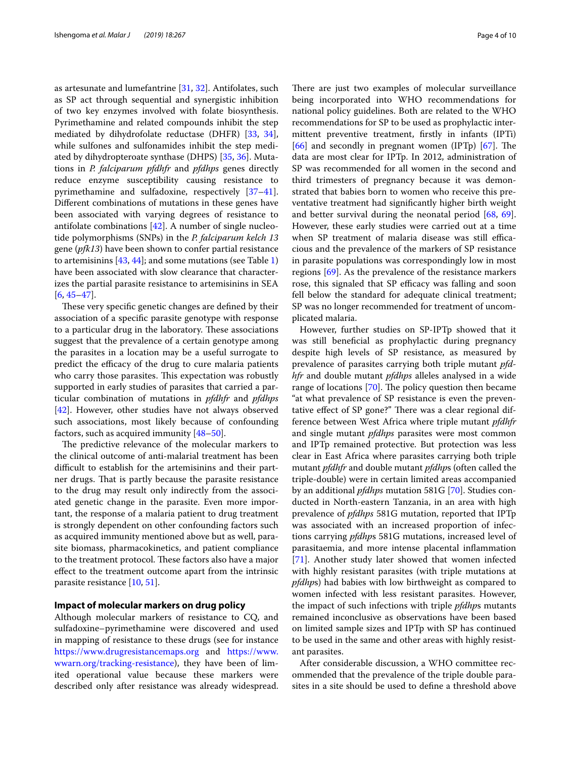as artesunate and lumefantrine [31, 32]. Antifolates, such as SP act through sequential and synergistic inhibition of two key enzymes involved with folate biosynthesis. Pyrimethamine and related compounds inhibit the step mediated by dihydrofolate reductase (DHFR) [33, 34], while sulfones and sulfonamides inhibit the step mediated by dihydropteroate synthase (DHPS) [35, 36]. Mutations in *P. falciparum pfdhfr* and *pfdhps* genes directly reduce enzyme susceptibility causing resistance to pyrimethamine and sulfadoxine, respectively [37–41]. Different combinations of mutations in these genes have been associated with varying degrees of resistance to antifolate combinations [42]. A number of single nucleotide polymorphisms (SNPs) in the *P. falciparum kelch 13* gene (*pfk13*) have been shown to confer partial resistance to artemisinins [43, 44]; and some mutations (see Table 1) have been associated with slow clearance that characterizes the partial parasite resistance to artemisinins in SEA [6, 45–47].

These very specific genetic changes are defined by their association of a specific parasite genotype with response to a particular drug in the laboratory. These associations suggest that the prevalence of a certain genotype among the parasites in a location may be a useful surrogate to predict the efficacy of the drug to cure malaria patients who carry those parasites. This expectation was robustly supported in early studies of parasites that carried a particular combination of mutations in *pfdhfr* and *pfdhps* [42]. However, other studies have not always observed such associations, most likely because of confounding factors, such as acquired immunity [48–50].

The predictive relevance of the molecular markers to the clinical outcome of anti-malarial treatment has been difficult to establish for the artemisinins and their partner drugs. That is partly because the parasite resistance to the drug may result only indirectly from the associated genetic change in the parasite. Even more important, the response of a malaria patient to drug treatment is strongly dependent on other confounding factors such as acquired immunity mentioned above but as well, parasite biomass, pharmacokinetics, and patient compliance to the treatment protocol. These factors also have a major effect to the treatment outcome apart from the intrinsic parasite resistance [10, 51].

## Impact of molecular markers on drug policy

Although molecular markers of resistance to CQ, and sulfadoxine–pyrimethamine were discovered and used in mapping of resistance to these drugs (see for instance https://www.drugresistancemaps.org and https://www.wwarn.org/tracking-resistance), they have been of limited operational value because these markers were described only after resistance was already widespread. There are just two examples of molecular surveillance being incorporated into WHO recommendations for national policy guidelines. Both are related to the WHO recommendations for SP to be used as prophylactic intermittent preventive treatment, firstly in infants (IPTi) [66] and secondly in pregnant women (IPTp) [67]. The data are most clear for IPTp. In 2012, administration of SP was recommended for all women in the second and third trimesters of pregnancy because it was demonstrated that babies born to women who receive this preventative treatment had significantly higher birth weight and better survival during the neonatal period [68, 69]. However, these early studies were carried out at a time when SP treatment of malaria disease was still efficacious and the prevalence of the markers of SP resistance in parasite populations was correspondingly low in most regions [69]. As the prevalence of the resistance markers rose, this signaled that SP efficacy was falling and soon fell below the standard for adequate clinical treatment; SP was no longer recommended for treatment of uncomplicated malaria.

However, further studies on SP-IPTp showed that it was still beneficial as prophylactic during pregnancy despite high levels of SP resistance, as measured by prevalence of parasites carrying both triple mutant *pfdhfr* and double mutant *pfdhps* alleles analysed in a wide range of locations [70]. The policy question then became "at what prevalence of SP resistance is even the preventative effect of SP gone?" There was a clear regional difference between West Africa where triple mutant *pfdhfr* and single mutant *pfdhps* parasites were most common and IPTp remained protective. But protection was less clear in East Africa where parasites carrying both triple mutant *pfdhfr* and double mutant *pfdhp*s (often called the triple-double) were in certain limited areas accompanied by an additional *pfdhps* mutation 581G [70]. Studies conducted in North-eastern Tanzania, in an area with high prevalence of *pfdhps* 581G mutation, reported that IPTp was associated with an increased proportion of infections carrying *pfdhp*s 581G mutations, increased level of parasitaemia, and more intense placental inflammation [71]. Another study later showed that women infected with highly resistant parasites (with triple mutations at *pfdhp*s) had babies with low birthweight as compared to women infected with less resistant parasites. However, the impact of such infections with triple *pfdhp*s mutants remained inconclusive as observations have been based on limited sample sizes and IPTp with SP has continued to be used in the same and other areas with highly resistant parasites.

After considerable discussion, a WHO committee recommended that the prevalence of the triple double parasites in a site should be used to define a threshold above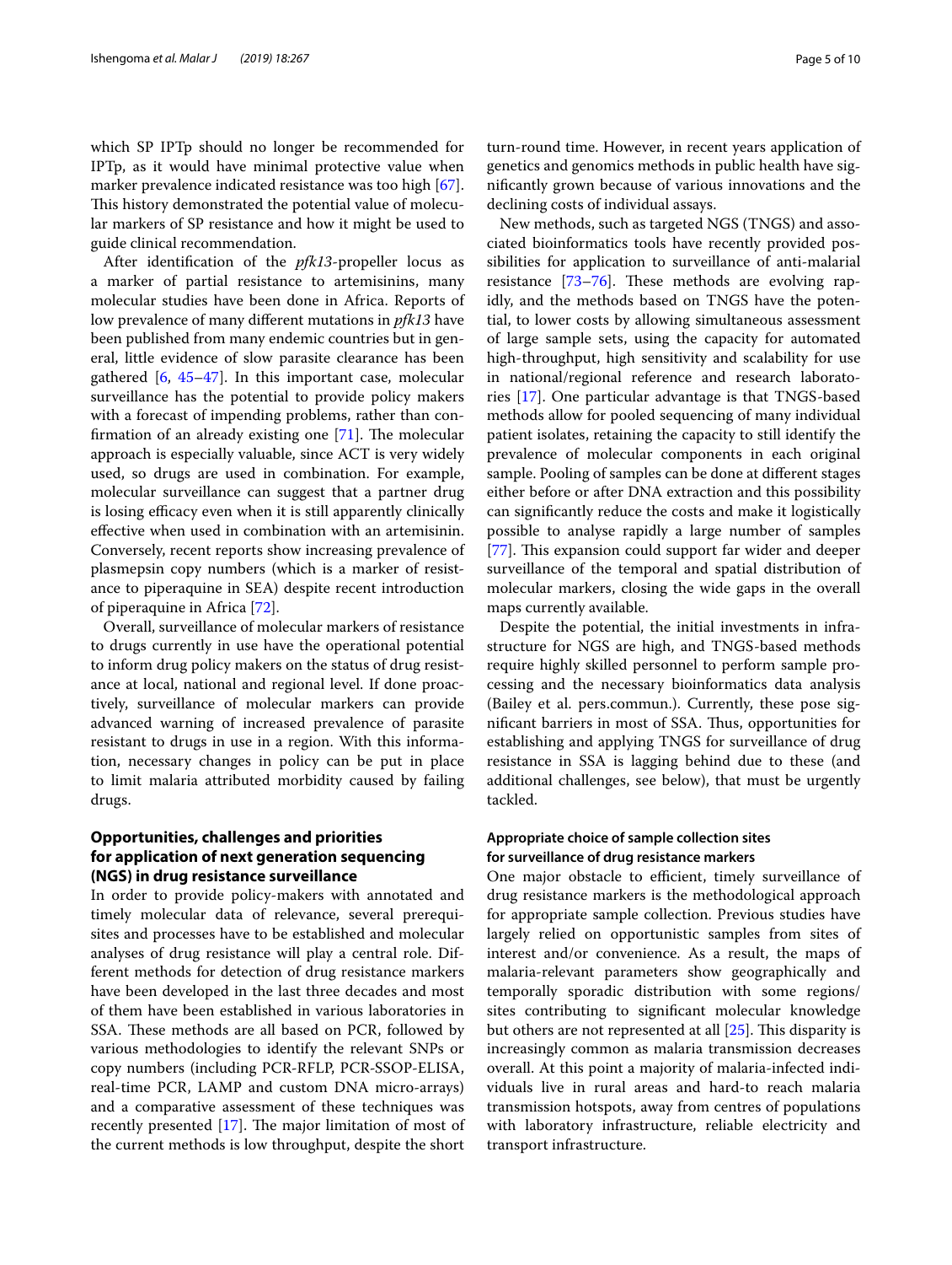which SP IPTp should no longer be recommended for IPTp, as it would have minimal protective value when marker prevalence indicated resistance was too high [67]. This history demonstrated the potential value of molecular markers of SP resistance and how it might be used to guide clinical recommendation.

After identification of the *pfk13*-propeller locus as a marker of partial resistance to artemisinins, many molecular studies have been done in Africa. Reports of low prevalence of many different mutations in *pfk13* have been published from many endemic countries but in general, little evidence of slow parasite clearance has been gathered [6, 45–47]. In this important case, molecular surveillance has the potential to provide policy makers with a forecast of impending problems, rather than confirmation of an already existing one [71]. The molecular approach is especially valuable, since ACT is very widely used, so drugs are used in combination. For example, molecular surveillance can suggest that a partner drug is losing efficacy even when it is still apparently clinically effective when used in combination with an artemisinin. Conversely, recent reports show increasing prevalence of plasmepsin copy numbers (which is a marker of resistance to piperaquine in SEA) despite recent introduction of piperaquine in Africa [72].

Overall, surveillance of molecular markers of resistance to drugs currently in use have the operational potential to inform drug policy makers on the status of drug resistance at local, national and regional level. If done proactively, surveillance of molecular markers can provide advanced warning of increased prevalence of parasite resistant to drugs in use in a region. With this information, necessary changes in policy can be put in place to limit malaria attributed morbidity caused by failing drugs.

## Opportunities, challenges and priorities for application of next generation sequencing (NGS) in drug resistance surveillance

In order to provide policy-makers with annotated and timely molecular data of relevance, several prerequisites and processes have to be established and molecular analyses of drug resistance will play a central role. Different methods for detection of drug resistance markers have been developed in the last three decades and most of them have been established in various laboratories in SSA. These methods are all based on PCR, followed by various methodologies to identify the relevant SNPs or copy numbers (including PCR-RFLP, PCR-SSOP-ELISA, real-time PCR, LAMP and custom DNA micro-arrays) and a comparative assessment of these techniques was recently presented [17]. The major limitation of most of the current methods is low throughput, despite the short turn-round time. However, in recent years application of genetics and genomics methods in public health have significantly grown because of various innovations and the declining costs of individual assays.

New methods, such as targeted NGS (TNGS) and associated bioinformatics tools have recently provided possibilities for application to surveillance of anti-malarial resistance [73–76]. These methods are evolving rapidly, and the methods based on TNGS have the potential, to lower costs by allowing simultaneous assessment of large sample sets, using the capacity for automated high-throughput, high sensitivity and scalability for use in national/regional reference and research laboratories [17]. One particular advantage is that TNGS-based methods allow for pooled sequencing of many individual patient isolates, retaining the capacity to still identify the prevalence of molecular components in each original sample. Pooling of samples can be done at different stages either before or after DNA extraction and this possibility can significantly reduce the costs and make it logistically possible to analyse rapidly a large number of samples [77]. This expansion could support far wider and deeper surveillance of the temporal and spatial distribution of molecular markers, closing the wide gaps in the overall maps currently available.

Despite the potential, the initial investments in infrastructure for NGS are high, and TNGS-based methods require highly skilled personnel to perform sample processing and the necessary bioinformatics data analysis (Bailey et al. pers.commun.). Currently, these pose significant barriers in most of SSA. Thus, opportunities for establishing and applying TNGS for surveillance of drug resistance in SSA is lagging behind due to these (and additional challenges, see below), that must be urgently tackled.

### Appropriate choice of sample collection sites for surveillance of drug resistance markers

One major obstacle to efficient, timely surveillance of drug resistance markers is the methodological approach for appropriate sample collection. Previous studies have largely relied on opportunistic samples from sites of interest and/or convenience. As a result, the maps of malaria-relevant parameters show geographically and temporally sporadic distribution with some regions/sites contributing to significant molecular knowledge but others are not represented at all [25]. This disparity is increasingly common as malaria transmission decreases overall. At this point a majority of malaria-infected individuals live in rural areas and hard-to reach malaria transmission hotspots, away from centres of populations with laboratory infrastructure, reliable electricity and transport infrastructure.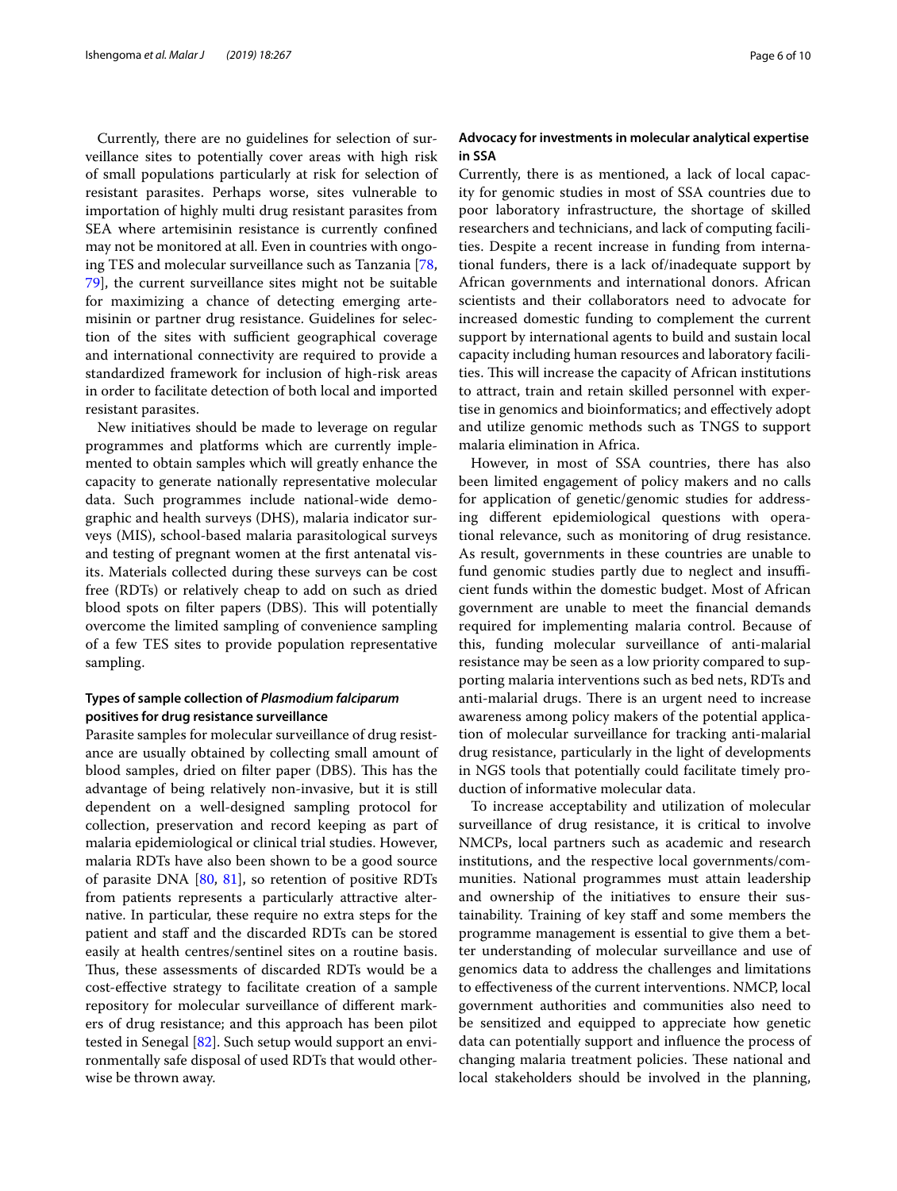Currently, there are no guidelines for selection of surveillance sites to potentially cover areas with high risk of small populations particularly at risk for selection of resistant parasites. Perhaps worse, sites vulnerable to importation of highly multi drug resistant parasites from SEA where artemisinin resistance is currently confined may not be monitored at all. Even in countries with ongoing TES and molecular surveillance such as Tanzania [78, 79], the current surveillance sites might not be suitable for maximizing a chance of detecting emerging artemisinin or partner drug resistance. Guidelines for selection of the sites with sufficient geographical coverage and international connectivity are required to provide a standardized framework for inclusion of high-risk areas in order to facilitate detection of both local and imported resistant parasites.

New initiatives should be made to leverage on regular programmes and platforms which are currently implemented to obtain samples which will greatly enhance the capacity to generate nationally representative molecular data. Such programmes include national-wide demographic and health surveys (DHS), malaria indicator surveys (MIS), school-based malaria parasitological surveys and testing of pregnant women at the first antenatal visits. Materials collected during these surveys can be cost free (RDTs) or relatively cheap to add on such as dried blood spots on filter papers (DBS). This will potentially overcome the limited sampling of convenience sampling of a few TES sites to provide population representative sampling.

## Types of sample collection of *Plasmodium falciparum* positives for drug resistance surveillance

Parasite samples for molecular surveillance of drug resistance are usually obtained by collecting small amount of blood samples, dried on filter paper (DBS). This has the advantage of being relatively non-invasive, but it is still dependent on a well-designed sampling protocol for collection, preservation and record keeping as part of malaria epidemiological or clinical trial studies. However, malaria RDTs have also been shown to be a good source of parasite DNA [80, 81], so retention of positive RDTs from patients represents a particularly attractive alternative. In particular, these require no extra steps for the patient and staff and the discarded RDTs can be stored easily at health centres/sentinel sites on a routine basis. Thus, these assessments of discarded RDTs would be a cost-effective strategy to facilitate creation of a sample repository for molecular surveillance of different markers of drug resistance; and this approach has been pilot tested in Senegal [82]. Such setup would support an environmentally safe disposal of used RDTs that would otherwise be thrown away.

## Advocacy for investments in molecular analytical expertise in SSA

Currently, there is as mentioned, a lack of local capacity for genomic studies in most of SSA countries due to poor laboratory infrastructure, the shortage of skilled researchers and technicians, and lack of computing facilities. Despite a recent increase in funding from international funders, there is a lack of/inadequate support by African governments and international donors. African scientists and their collaborators need to advocate for increased domestic funding to complement the current support by international agents to build and sustain local capacity including human resources and laboratory facilities. This will increase the capacity of African institutions to attract, train and retain skilled personnel with expertise in genomics and bioinformatics; and effectively adopt and utilize genomic methods such as TNGS to support malaria elimination in Africa.

However, in most of SSA countries, there has also been limited engagement of policy makers and no calls for application of genetic/genomic studies for addressing different epidemiological questions with operational relevance, such as monitoring of drug resistance. As result, governments in these countries are unable to fund genomic studies partly due to neglect and insufficient funds within the domestic budget. Most of African government are unable to meet the financial demands required for implementing malaria control. Because of this, funding molecular surveillance of anti-malarial resistance may be seen as a low priority compared to supporting malaria interventions such as bed nets, RDTs and anti-malarial drugs. There is an urgent need to increase awareness among policy makers of the potential application of molecular surveillance for tracking anti-malarial drug resistance, particularly in the light of developments in NGS tools that potentially could facilitate timely production of informative molecular data.

To increase acceptability and utilization of molecular surveillance of drug resistance, it is critical to involve NMCPs, local partners such as academic and research institutions, and the respective local governments/communities. National programmes must attain leadership and ownership of the initiatives to ensure their sustainability. Training of key staff and some members the programme management is essential to give them a better understanding of molecular surveillance and use of genomics data to address the challenges and limitations to effectiveness of the current interventions. NMCP, local government authorities and communities also need to be sensitized and equipped to appreciate how genetic data can potentially support and influence the process of changing malaria treatment policies. These national and local stakeholders should be involved in the planning,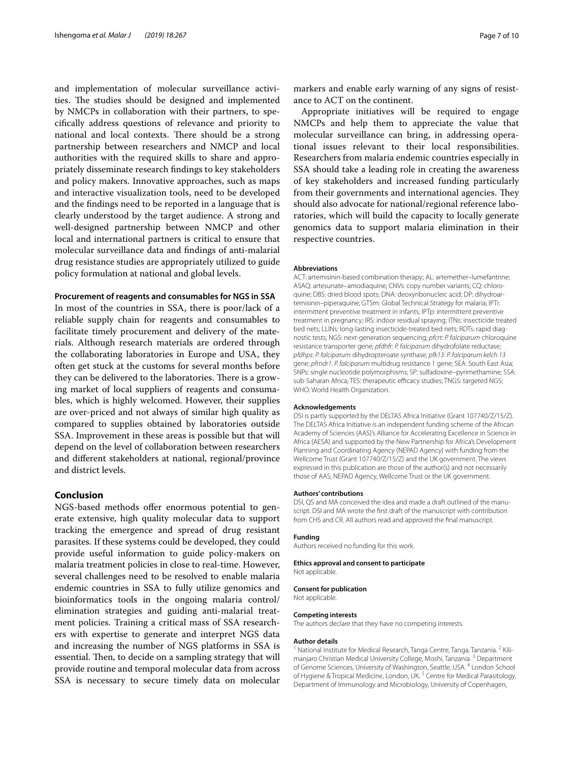and implementation of molecular surveillance activities. The studies should be designed and implemented by NMCPs in collaboration with their partners, to specifically address questions of relevance and priority to national and local contexts. There should be a strong partnership between researchers and NMCP and local authorities with the required skills to share and appropriately disseminate research findings to key stakeholders and policy makers. Innovative approaches, such as maps and interactive visualization tools, need to be developed and the findings need to be reported in a language that is clearly understood by the target audience. A strong and well-designed partnership between NMCP and other local and international partners is critical to ensure that molecular surveillance data and findings of anti-malarial drug resistance studies are appropriately utilized to guide policy formulation at national and global levels.

### Procurement of reagents and consumables for NGS in SSA

In most of the countries in SSA, there is poor/lack of a reliable supply chain for reagents and consumables to facilitate timely procurement and delivery of the materials. Although research materials are ordered through the collaborating laboratories in Europe and USA, they often get stuck at the customs for several months before they can be delivered to the laboratories. There is a growing market of local suppliers of reagents and consumables, which is highly welcomed. However, their supplies are over-priced and not always of similar high quality as compared to supplies obtained by laboratories outside SSA. Improvement in these areas is possible but that will depend on the level of collaboration between researchers and different stakeholders at national, regional/province and district levels.

## Conclusion

NGS-based methods offer enormous potential to generate extensive, high quality molecular data to support tracking the emergence and spread of drug resistant parasites. If these systems could be developed, they could provide useful information to guide policy-makers on malaria treatment policies in close to real-time. However, several challenges need to be resolved to enable malaria endemic countries in SSA to fully utilize genomics and bioinformatics tools in the ongoing malaria control/elimination strategies and guiding anti-malarial treatment policies. Training a critical mass of SSA researchers with expertise to generate and interpret NGS data and increasing the number of NGS platforms in SSA is essential. Then, to decide on a sampling strategy that will provide routine and temporal molecular data from across SSA is necessary to secure timely data on molecular markers and enable early warning of any signs of resistance to ACT on the continent.

Appropriate initiatives will be required to engage NMCPs and help them to appreciate the value that molecular surveillance can bring, in addressing operational issues relevant to their local responsibilities. Researchers from malaria endemic countries especially in SSA should take a leading role in creating the awareness of key stakeholders and increased funding particularly from their governments and international agencies. They should also advocate for national/regional reference laboratories, which will build the capacity to locally generate genomics data to support malaria elimination in their respective countries.

#### Abbreviations

ACT: artemisinin-based combination therapy; AL: artemether–lumefantrine; ASAQ: artesunate–amodiaquine; CNVs: copy number variants; CQ: chloroquine; DBS: dried blood spots; DNA: deoxyribonucleic acid; DP: dihydroartemisinin–piperaquine; GTSm: Global Technical Strategy for malaria; IPTi: intermittent preventive treatment in infants; IPTp: intermittent preventive treatment in pregnancy; IRS: indoor residual spraying; ITNs: insecticide treated bed nets; LLINs: long-lasting insecticide-treated bed nets; RDTs: rapid diagnostic tests; NGS: next-generation sequencing; *pfcrt*: *P. falciparum* chloroquine resistance transporter gene; *pfdhfr*: *P. falciparum* dihydrofolate reductase; *pfdhps*: *P. falciparum* dihydropteroate synthase; *pfk13*: *P. falciparum kelch 13* gene; *pfmdr1*: *P. falciparum* multidrug resistance 1 gene; SEA: South East Asia; SNPs: single nucleotide polymorphisms; SP: sulfadoxine–pyrimethamine; SSA: sub-Saharan Africa; TES: therapeutic efficacy studies; TNGS: targeted NGS; WHO: World Health Organization.

#### Acknowledgements

DSI is partly supported by the DELTAS Africa Initiative (Grant 107740/Z/15/Z). The DELTAS Africa Initiative is an independent funding scheme of the African Academy of Sciences (AAS)'s Alliance for Accelerating Excellence in Science in Africa (AESA) and supported by the New Partnership for Africa's Development Planning and Coordinating Agency (NEPAD Agency) with funding from the Wellcome Trust (Grant 107740/Z/15/Z) and the UK government. The views expressed in this publication are those of the author(s) and not necessarily those of AAS, NEPAD Agency, Wellcome Trust or the UK government.

#### Authors' contributions

DSI, QS and MA conceived the idea and made a draft outlined of the manuscript. DSI and MA wrote the first draft of the manuscript with contribution from CHS and CR. All authors read and approved the final manuscript.

#### Funding

Authors received no funding for this work.

#### Ethics approval and consent to participate

Not applicable.

#### Consent for publication

Not applicable.

#### Competing interests

The authors declare that they have no competing interests.

#### Author details

[1] National Institute for Medical Research, Tanga Centre, Tanga, Tanzania. [2] Kilimanjaro Christian Medical University College, Moshi, Tanzania. [3] Department of Genome Sciences, University of Washington, Seattle, USA. [4] London School of Hygiene & Tropical Medicine, London, UK. [5] Centre for Medical Parasitology, Department of Immunology and Microbiology, University of Copenhagen,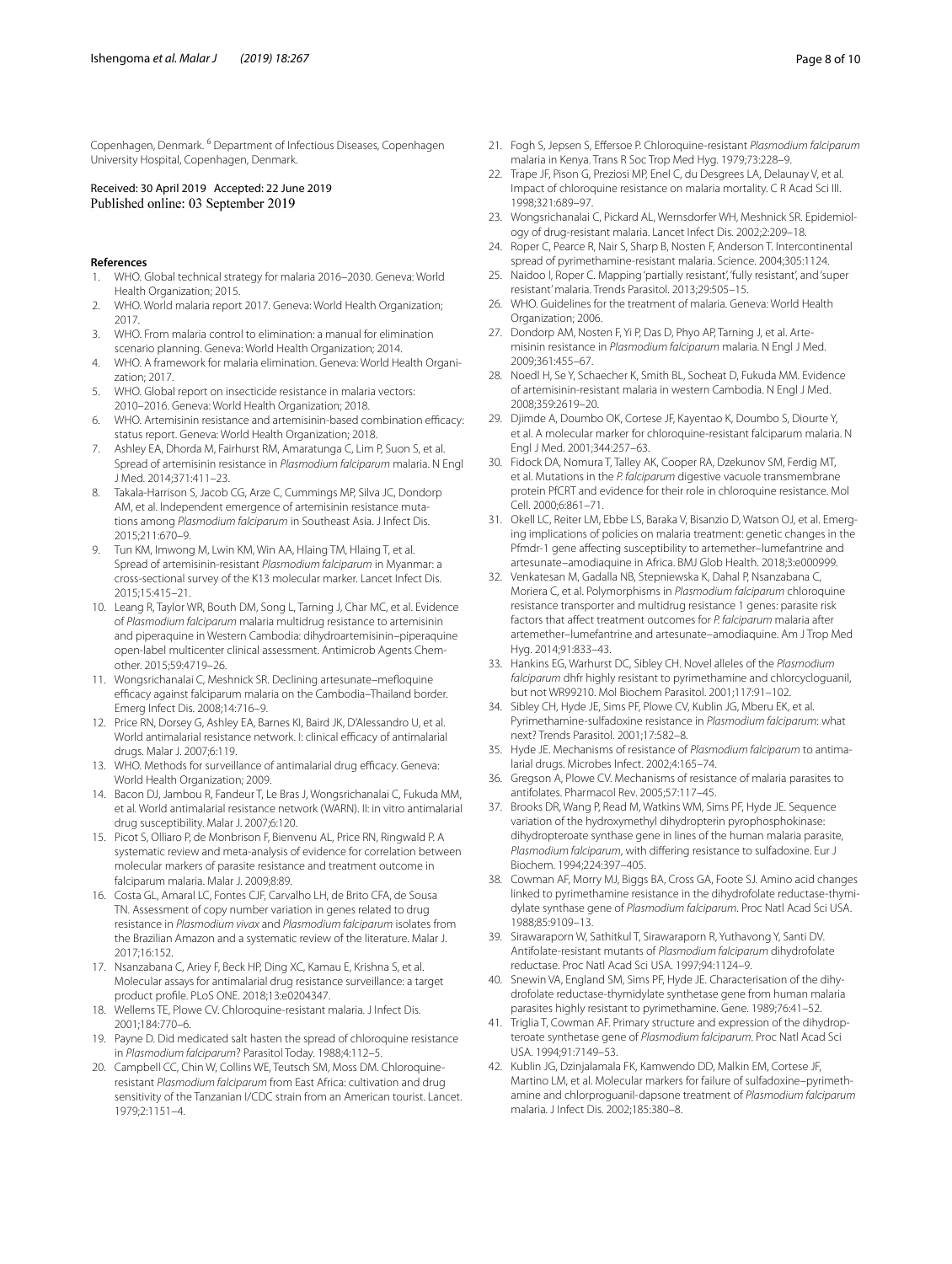Copenhagen, Denmark. [6] Department of Infectious Diseases, Copenhagen University Hospital, Copenhagen, Denmark.

Received: 30 April 2019 Accepted: 22 June 2019
Published online: 03 September 2019

## References

1. WHO. Global technical strategy for malaria 2016–2030. Geneva: World Health Organization; 2015.
2. WHO. World malaria report 2017. Geneva: World Health Organization; 2017.
3. WHO. From malaria control to elimination: a manual for elimination scenario planning. Geneva: World Health Organization; 2014.
4. WHO. A framework for malaria elimination. Geneva: World Health Organization; 2017.
5. WHO. Global report on insecticide resistance in malaria vectors: 2010–2016. Geneva: World Health Organization; 2018.
6. WHO. Artemisinin resistance and artemisinin-based combination efficacy: status report. Geneva: World Health Organization; 2018.
7. Ashley EA, Dhorda M, Fairhurst RM, Amaratunga C, Lim P, Suon S, et al. Spread of artemisinin resistance in *Plasmodium falciparum* malaria. N Engl J Med. 2014;371:411–23.
8. Takala-Harrison S, Jacob CG, Arze C, Cummings MP, Silva JC, Dondorp AM, et al. Independent emergence of artemisinin resistance mutations among *Plasmodium falciparum* in Southeast Asia. J Infect Dis. 2015;211:670–9.
9. Tun KM, Imwong M, Lwin KM, Win AA, Hlaing TM, Hlaing T, et al. Spread of artemisinin-resistant *Plasmodium falciparum* in Myanmar: a cross-sectional survey of the K13 molecular marker. Lancet Infect Dis. 2015;15:415–21.
10. Leang R, Taylor WR, Bouth DM, Song L, Tarning J, Char MC, et al. Evidence of *Plasmodium falciparum* malaria multidrug resistance to artemisinin and piperaquine in Western Cambodia: dihydroartemisinin–piperaquine open-label multicenter clinical assessment. Antimicrob Agents Chemother. 2015;59:4719–26.
11. Wongsrichanalai C, Meshnick SR. Declining artesunate–mefloquine efficacy against falciparum malaria on the Cambodia–Thailand border. Emerg Infect Dis. 2008;14:716–9.
12. Price RN, Dorsey G, Ashley EA, Barnes KI, Baird JK, D'Alessandro U, et al. World antimalarial resistance network. I: clinical efficacy of antimalarial drugs. Malar J. 2007;6:119.
13. WHO. Methods for surveillance of antimalarial drug efficacy. Geneva: World Health Organization; 2009.
14. Bacon DJ, Jambou R, Fandeur T, Le Bras J, Wongsrichanalai C, Fukuda MM, et al. World antimalarial resistance network (WARN). II: in vitro antimalarial drug susceptibility. Malar J. 2007;6:120.
15. Picot S, Olliaro P, de Monbrison F, Bienvenu AL, Price RN, Ringwald P. A systematic review and meta-analysis of evidence for correlation between molecular markers of parasite resistance and treatment outcome in falciparum malaria. Malar J. 2009;8:89.
16. Costa GL, Amaral LC, Fontes CJF, Carvalho LH, de Brito CFA, de Sousa TN. Assessment of copy number variation in genes related to drug resistance in *Plasmodium vivax* and *Plasmodium falciparum* isolates from the Brazilian Amazon and a systematic review of the literature. Malar J. 2017;16:152.
17. Nsanzabana C, Ariey F, Beck HP, Ding XC, Kamau E, Krishna S, et al. Molecular assays for antimalarial drug resistance surveillance: a target product profile. PLoS ONE. 2018;13:e0204347.
18. Wellems TE, Plowe CV. Chloroquine-resistant malaria. J Infect Dis. 2001;184:770–6.
19. Payne D. Did medicated salt hasten the spread of chloroquine resistance in *Plasmodium falciparum*? Parasitol Today. 1988;4:112–5.
20. Campbell CC, Chin W, Collins WE, Teutsch SM, Moss DM. Chloroquine-resistant *Plasmodium falciparum* from East Africa: cultivation and drug sensitivity of the Tanzanian I/CDC strain from an American tourist. Lancet. 1979;2:1151–4.
21. Fogh S, Jepsen S, Effersoe P. Chloroquine-resistant *Plasmodium falciparum* malaria in Kenya. Trans R Soc Trop Med Hyg. 1979;73:228–9.
22. Trape JF, Pison G, Preziosi MP, Enel C, du Desgrees LA, Delaunay V, et al. Impact of chloroquine resistance on malaria mortality. C R Acad Sci III. 1998;321:689–97.
23. Wongsrichanalai C, Pickard AL, Wernsdorfer WH, Meshnick SR. Epidemiology of drug-resistant malaria. Lancet Infect Dis. 2002;2:209–18.
24. Roper C, Pearce R, Nair S, Sharp B, Nosten F, Anderson T. Intercontinental spread of pyrimethamine-resistant malaria. Science. 2004;305:1124.
25. Naidoo I, Roper C. Mapping 'partially resistant', 'fully resistant', and 'super resistant' malaria. Trends Parasitol. 2013;29:505–15.
26. WHO. Guidelines for the treatment of malaria. Geneva: World Health Organization; 2006.
27. Dondorp AM, Nosten F, Yi P, Das D, Phyo AP, Tarning J, et al. Artemisinin resistance in *Plasmodium falciparum* malaria. N Engl J Med. 2009;361:455–67.
28. Noedl H, Se Y, Schaecher K, Smith BL, Socheat D, Fukuda MM. Evidence of artemisinin-resistant malaria in western Cambodia. N Engl J Med. 2008;359:2619–20.
29. Djimde A, Doumbo OK, Cortese JF, Kayentao K, Doumbo S, Diourte Y, et al. A molecular marker for chloroquine-resistant falciparum malaria. N Engl J Med. 2001;344:257–63.
30. Fidock DA, Nomura T, Talley AK, Cooper RA, Dzekunov SM, Ferdig MT, et al. Mutations in the *P. falciparum* digestive vacuole transmembrane protein PfCRT and evidence for their role in chloroquine resistance. Mol Cell. 2000;6:861–71.
31. Okell LC, Reiter LM, Ebbe LS, Baraka V, Bisanzio D, Watson OJ, et al. Emerging implications of policies on malaria treatment: genetic changes in the Pfmdr-1 gene affecting susceptibility to artemether–lumefantrine and artesunate–amodiaquine in Africa. BMJ Glob Health. 2018;3:e000999.
32. Venkatesan M, Gadalla NB, Stepniewska K, Dahal P, Nsanzabana C, Moriera C, et al. Polymorphisms in *Plasmodium falciparum* chloroquine resistance transporter and multidrug resistance 1 genes: parasite risk factors that affect treatment outcomes for *P. falciparum* malaria after artemether–lumefantrine and artesunate–amodiaquine. Am J Trop Med Hyg. 2014;91:833–43.
33. Hankins EG, Warhurst DC, Sibley CH. Novel alleles of the *Plasmodium falciparum* dhfr highly resistant to pyrimethamine and chlorcycloguanil, but not WR99210. Mol Biochem Parasitol. 2001;117:91–102.
34. Sibley CH, Hyde JE, Sims PF, Plowe CV, Kublin JG, Mberu EK, et al. Pyrimethamine-sulfadoxine resistance in *Plasmodium falciparum*: what next? Trends Parasitol. 2001;17:582–8.
35. Hyde JE. Mechanisms of resistance of *Plasmodium falciparum* to antimalarial drugs. Microbes Infect. 2002;4:165–74.
36. Gregson A, Plowe CV. Mechanisms of resistance of malaria parasites to antifolates. Pharmacol Rev. 2005;57:117–45.
37. Brooks DR, Wang P, Read M, Watkins WM, Sims PF, Hyde JE. Sequence variation of the hydroxymethyl dihydropterin pyrophosphokinase: dihydropteroate synthase gene in lines of the human malaria parasite, *Plasmodium falciparum*, with differing resistance to sulfadoxine. Eur J Biochem. 1994;224:397–405.
38. Cowman AF, Morry MJ, Biggs BA, Cross GA, Foote SJ. Amino acid changes linked to pyrimethamine resistance in the dihydrofolate reductase-thymidylate synthase gene of *Plasmodium falciparum*. Proc Natl Acad Sci USA. 1988;85:9109–13.
39. Sirawaraporn W, Sathitkul T, Sirawaraporn R, Yuthavong Y, Santi DV. Antifolate-resistant mutants of *Plasmodium falciparum* dihydrofolate reductase. Proc Natl Acad Sci USA. 1997;94:1124–9.
40. Snewin VA, England SM, Sims PF, Hyde JE. Characterisation of the dihydrofolate reductase-thymidylate synthetase gene from human malaria parasites highly resistant to pyrimethamine. Gene. 1989;76:41–52.
41. Triglia T, Cowman AF. Primary structure and expression of the dihydropteroate synthetase gene of *Plasmodium falciparum*. Proc Natl Acad Sci USA. 1994;91:7149–53.
42. Kublin JG, Dzinjalamala FK, Kamwendo DD, Malkin EM, Cortese JF, Martino LM, et al. Molecular markers for failure of sulfadoxine–pyrimethamine and chlorproguanil-dapsone treatment of *Plasmodium falciparum* malaria. J Infect Dis. 2002;185:380–8.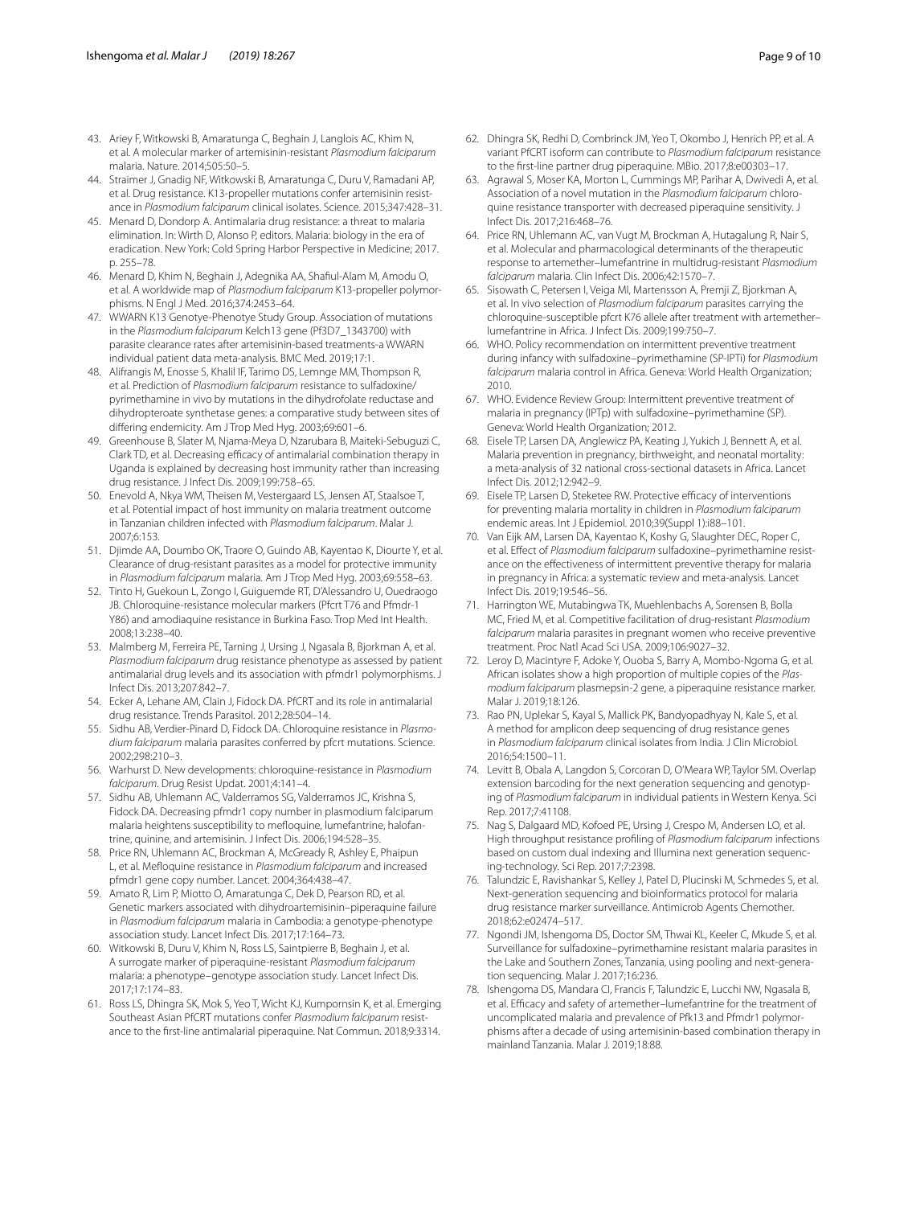43. Ariey F, Witkowski B, Amaratunga C, Beghain J, Langlois AC, Khim N, et al. A molecular marker of artemisinin-resistant *Plasmodium falciparum* malaria. Nature. 2014;505:50–5.
44. Straimer J, Gnadig NF, Witkowski B, Amaratunga C, Duru V, Ramadani AP, et al. Drug resistance. K13-propeller mutations confer artemisinin resistance in *Plasmodium falciparum* clinical isolates. Science. 2015;347:428–31.
45. Menard D, Dondorp A. Antimalaria drug resistance: a threat to malaria elimination. In: Wirth D, Alonso P, editors. Malaria: biology in the era of eradication. New York: Cold Spring Harbor Perspective in Medicine; 2017. p. 255–78.
46. Menard D, Khim N, Beghain J, Adegnika AA, Shafiul-Alam M, Amodu O, et al. A worldwide map of *Plasmodium falciparum* K13-propeller polymorphisms. N Engl J Med. 2016;374:2453–64.
47. WWARN K13 Genotye-Phenotye Study Group. Association of mutations in the *Plasmodium falciparum* Kelch13 gene (Pf3D7_1343700) with parasite clearance rates after artemisinin-based treatments-a WWARN individual patient data meta-analysis. BMC Med. 2019;17:1.
48. Alifrangis M, Enosse S, Khalil IF, Tarimo DS, Lemnge MM, Thompson R, et al. Prediction of *Plasmodium falciparum* resistance to sulfadoxine/pyrimethamine in vivo by mutations in the dihydrofolate reductase and dihydropteroate synthetase genes: a comparative study between sites of differing endemicity. Am J Trop Med Hyg. 2003;69:601–6.
49. Greenhouse B, Slater M, Njama-Meya D, Nzarubara B, Maiteki-Sebuguzi C, Clark TD, et al. Decreasing efficacy of antimalarial combination therapy in Uganda is explained by decreasing host immunity rather than increasing drug resistance. J Infect Dis. 2009;199:758–65.
50. Enevold A, Nkya WM, Theisen M, Vestergaard LS, Jensen AT, Staalsoe T, et al. Potential impact of host immunity on malaria treatment outcome in Tanzanian children infected with *Plasmodium falciparum*. Malar J. 2007;6:153.
51. Djimde AA, Doumbo OK, Traore O, Guindo AB, Kayentao K, Diourte Y, et al. Clearance of drug-resistant parasites as a model for protective immunity in *Plasmodium falciparum* malaria. Am J Trop Med Hyg. 2003;69:558–63.
52. Tinto H, Guekoun L, Zongo I, Guiguemde RT, D'Alessandro U, Ouedraogo JB. Chloroquine-resistance molecular markers (Pfcrt T76 and Pfmdr-1 Y86) and amodiaquine resistance in Burkina Faso. Trop Med Int Health. 2008;13:238–40.
53. Malmberg M, Ferreira PE, Tarning J, Ursing J, Ngasala B, Bjorkman A, et al. *Plasmodium falciparum* drug resistance phenotype as assessed by patient antimalarial drug levels and its association with pfmdr1 polymorphisms. J Infect Dis. 2013;207:842–7.
54. Ecker A, Lehane AM, Clain J, Fidock DA. PfCRT and its role in antimalarial drug resistance. Trends Parasitol. 2012;28:504–14.
55. Sidhu AB, Verdier-Pinard D, Fidock DA. Chloroquine resistance in *Plasmodium falciparum* malaria parasites conferred by pfcrt mutations. Science. 2002;298:210–3.
56. Warhurst D. New developments: chloroquine-resistance in *Plasmodium falciparum*. Drug Resist Updat. 2001;4:141–4.
57. Sidhu AB, Uhlemann AC, Valderramos SG, Valderramos JC, Krishna S, Fidock DA. Decreasing pfmdr1 copy number in plasmodium falciparum malaria heightens susceptibility to mefloquine, lumefantrine, halofantrine, quinine, and artemisinin. J Infect Dis. 2006;194:528–35.
58. Price RN, Uhlemann AC, Brockman A, McGready R, Ashley E, Phaipun L, et al. Mefloquine resistance in *Plasmodium falciparum* and increased pfmdr1 gene copy number. Lancet. 2004;364:438–47.
59. Amato R, Lim P, Miotto O, Amaratunga C, Dek D, Pearson RD, et al. Genetic markers associated with dihydroartemisinin–piperaquine failure in *Plasmodium falciparum* malaria in Cambodia: a genotype-phenotype association study. Lancet Infect Dis. 2017;17:164–73.
60. Witkowski B, Duru V, Khim N, Ross LS, Saintpierre B, Beghain J, et al. A surrogate marker of piperaquine-resistant *Plasmodium falciparum* malaria: a phenotype–genotype association study. Lancet Infect Dis. 2017;17:174–83.
61. Ross LS, Dhingra SK, Mok S, Yeo T, Wicht KJ, Kumpornsin K, et al. Emerging Southeast Asian PfCRT mutations confer *Plasmodium falciparum* resistance to the first-line antimalarial piperaquine. Nat Commun. 2018;9:3314.
62. Dhingra SK, Redhi D, Combrinck JM, Yeo T, Okombo J, Henrich PP, et al. A variant PfCRT isoform can contribute to *Plasmodium falciparum* resistance to the first-line partner drug piperaquine. MBio. 2017;8:e00303–17.
63. Agrawal S, Moser KA, Morton L, Cummings MP, Parihar A, Dwivedi A, et al. Association of a novel mutation in the *Plasmodium falciparum* chloroquine resistance transporter with decreased piperaquine sensitivity. J Infect Dis. 2017;216:468–76.
64. Price RN, Uhlemann AC, van Vugt M, Brockman A, Hutagalung R, Nair S, et al. Molecular and pharmacological determinants of the therapeutic response to artemether–lumefantrine in multidrug-resistant *Plasmodium falciparum* malaria. Clin Infect Dis. 2006;42:1570–7.
65. Sisowath C, Petersen I, Veiga MI, Martensson A, Premji Z, Bjorkman A, et al. In vivo selection of *Plasmodium falciparum* parasites carrying the chloroquine-susceptible pfcrt K76 allele after treatment with artemether–lumefantrine in Africa. J Infect Dis. 2009;199:750–7.
66. WHO. Policy recommendation on intermittent preventive treatment during infancy with sulfadoxine–pyrimethamine (SP-IPTi) for *Plasmodium falciparum* malaria control in Africa. Geneva: World Health Organization; 2010.
67. WHO. Evidence Review Group: Intermittent preventive treatment of malaria in pregnancy (IPTp) with sulfadoxine–pyrimethamine (SP). Geneva: World Health Organization; 2012.
68. Eisele TP, Larsen DA, Anglewicz PA, Keating J, Yukich J, Bennett A, et al. Malaria prevention in pregnancy, birthweight, and neonatal mortality: a meta-analysis of 32 national cross-sectional datasets in Africa. Lancet Infect Dis. 2012;12:942–9.
69. Eisele TP, Larsen D, Steketee RW. Protective efficacy of interventions for preventing malaria mortality in children in *Plasmodium falciparum* endemic areas. Int J Epidemiol. 2010;39(Suppl 1):i88–101.
70. Van Eijk AM, Larsen DA, Kayentao K, Koshy G, Slaughter DEC, Roper C, et al. Effect of *Plasmodium falciparum* sulfadoxine–pyrimethamine resistance on the effectiveness of intermittent preventive therapy for malaria in pregnancy in Africa: a systematic review and meta-analysis. Lancet Infect Dis. 2019;19:546–56.
71. Harrington WE, Mutabingwa TK, Muehlenbachs A, Sorensen B, Bolla MC, Fried M, et al. Competitive facilitation of drug-resistant *Plasmodium falciparum* malaria parasites in pregnant women who receive preventive treatment. Proc Natl Acad Sci USA. 2009;106:9027–32.
72. Leroy D, Macintyre F, Adoke Y, Ouoba S, Barry A, Mombo-Ngoma G, et al. African isolates show a high proportion of multiple copies of the *Plasmodium falciparum* plasmepsin-2 gene, a piperaquine resistance marker. Malar J. 2019;18:126.
73. Rao PN, Uplekar S, Kayal S, Mallick PK, Bandyopadhyay N, Kale S, et al. A method for amplicon deep sequencing of drug resistance genes in *Plasmodium falciparum* clinical isolates from India. J Clin Microbiol. 2016;54:1500–11.
74. Levitt B, Obala A, Langdon S, Corcoran D, O'Meara WP, Taylor SM. Overlap extension barcoding for the next generation sequencing and genotyping of *Plasmodium falciparum* in individual patients in Western Kenya. Sci Rep. 2017;7:41108.
75. Nag S, Dalgaard MD, Kofoed PE, Ursing J, Crespo M, Andersen LO, et al. High throughput resistance profiling of *Plasmodium falciparum* infections based on custom dual indexing and Illumina next generation sequencing-technology. Sci Rep. 2017;7:2398.
76. Talundzic E, Ravishankar S, Kelley J, Patel D, Plucinski M, Schmedes S, et al. Next-generation sequencing and bioinformatics protocol for malaria drug resistance marker surveillance. Antimicrob Agents Chemother. 2018;62:e02474–517.
77. Ngondi JM, Ishengoma DS, Doctor SM, Thwai KL, Keeler C, Mkude S, et al. Surveillance for sulfadoxine–pyrimethamine resistant malaria parasites in the Lake and Southern Zones, Tanzania, using pooling and next-generation sequencing. Malar J. 2017;16:236.
78. Ishengoma DS, Mandara CI, Francis F, Talundzic E, Lucchi NW, Ngasala B, et al. Efficacy and safety of artemether–lumefantrine for the treatment of uncomplicated malaria and prevalence of Pfk13 and Pfmdr1 polymorphisms after a decade of using artemisinin-based combination therapy in mainland Tanzania. Malar J. 2019;18:88.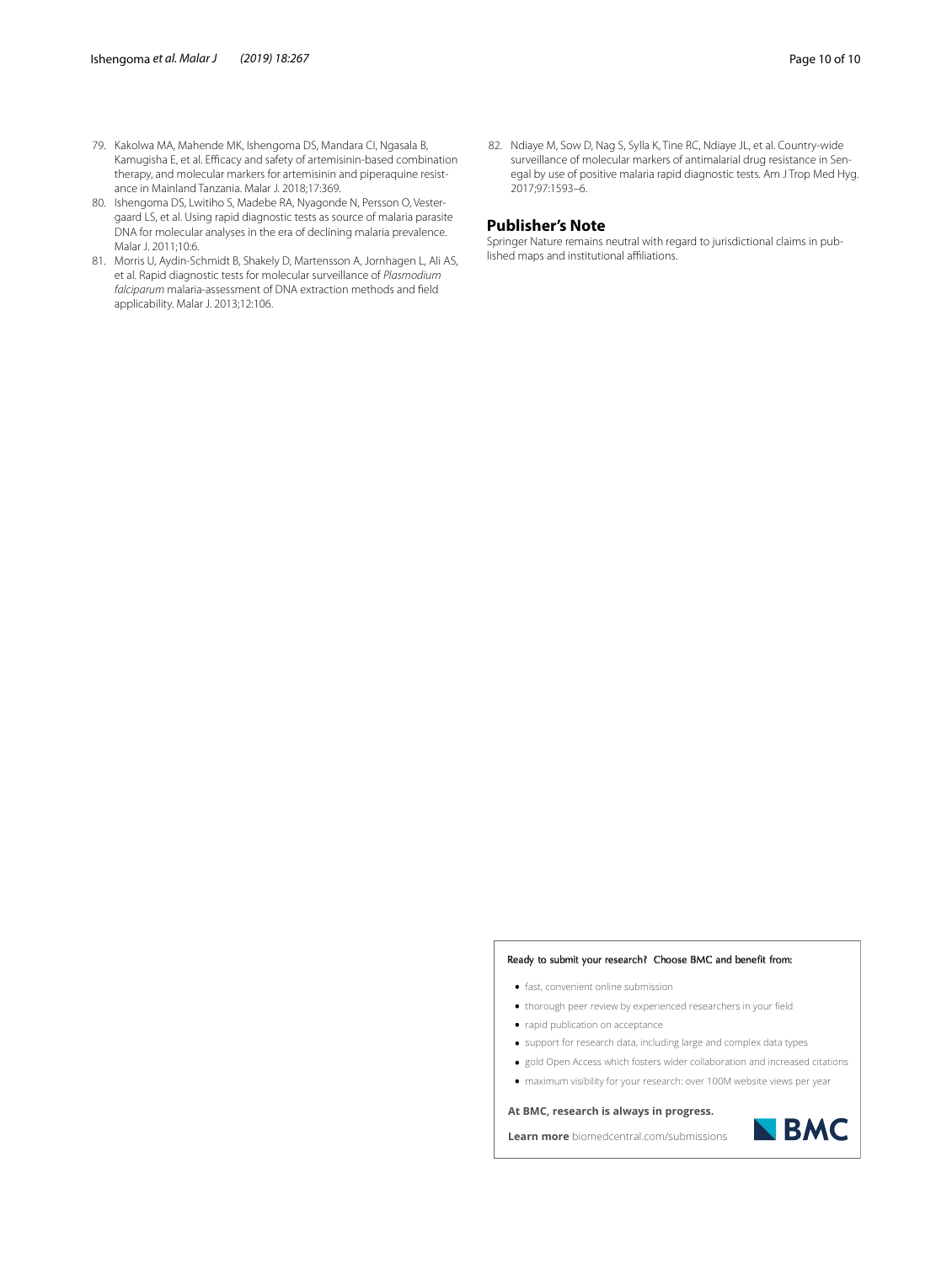79. Kakolwa MA, Mahende MK, Ishengoma DS, Mandara CI, Ngasala B, Kamugisha E, et al. Efficacy and safety of artemisinin-based combination therapy, and molecular markers for artemisinin and piperaquine resistance in Mainland Tanzania. Malar J. 2018;17:369.
80. Ishengoma DS, Lwitiho S, Madebe RA, Nyagonde N, Persson O, Vestergaard LS, et al. Using rapid diagnostic tests as source of malaria parasite DNA for molecular analyses in the era of declining malaria prevalence. Malar J. 2011;10:6.
81. Morris U, Aydin-Schmidt B, Shakely D, Martensson A, Jornhagen L, Ali AS, et al. Rapid diagnostic tests for molecular surveillance of *Plasmodium falciparum* malaria-assessment of DNA extraction methods and field applicability. Malar J. 2013;12:106.
82. Ndiaye M, Sow D, Nag S, Sylla K, Tine RC, Ndiaye JL, et al. Country-wide surveillance of molecular markers of antimalarial drug resistance in Senegal by use of positive malaria rapid diagnostic tests. Am J Trop Med Hyg. 2017;97:1593–6.

## Publisher's Note

Springer Nature remains neutral with regard to jurisdictional claims in published maps and institutional affiliations.

Ready to submit your research? Choose BMC and benefit from:

- fast, convenient online submission
- thorough peer review by experienced researchers in your field
- rapid publication on acceptance
- support for research data, including large and complex data types
- gold Open Access which fosters wider collaboration and increased citations
- maximum visibility for your research: over 100M website views per year

**At BMC, research is always in progress.**

**Learn more** biomedcentral.com/submissions

BMC